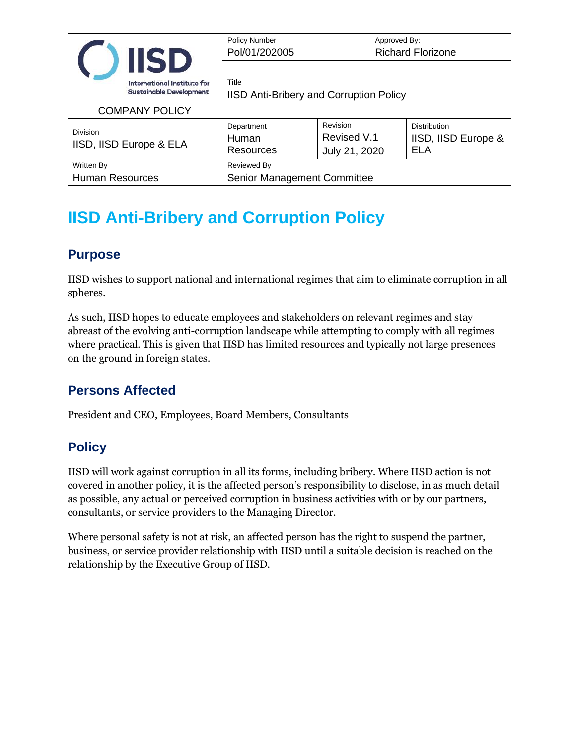| IISD International Institute for Sustainable Development COMPANY POLICY | Policy Number Pol/01/202005 | | Approved By: Richard Florizone |
|---|---|---|---|
| | Title IISD Anti-Bribery and Corruption Policy | | |
| Division IISD, IISD Europe & ELA | Department Human Resources | Revision Revised V.1 July 21, 2020 | Distribution IISD, IISD Europe & ELA |
| Written By Human Resources | Reviewed By Senior Management Committee | | |

# IISD Anti-Bribery and Corruption Policy

## Purpose

IISD wishes to support national and international regimes that aim to eliminate corruption in all spheres.

As such, IISD hopes to educate employees and stakeholders on relevant regimes and stay abreast of the evolving anti-corruption landscape while attempting to comply with all regimes where practical. This is given that IISD has limited resources and typically not large presences on the ground in foreign states.

## Persons Affected

President and CEO, Employees, Board Members, Consultants

## Policy

IISD will work against corruption in all its forms, including bribery. Where IISD action is not covered in another policy, it is the affected person's responsibility to disclose, in as much detail as possible, any actual or perceived corruption in business activities with or by our partners, consultants, or service providers to the Managing Director.

Where personal safety is not at risk, an affected person has the right to suspend the partner, business, or service provider relationship with IISD until a suitable decision is reached on the relationship by the Executive Group of IISD.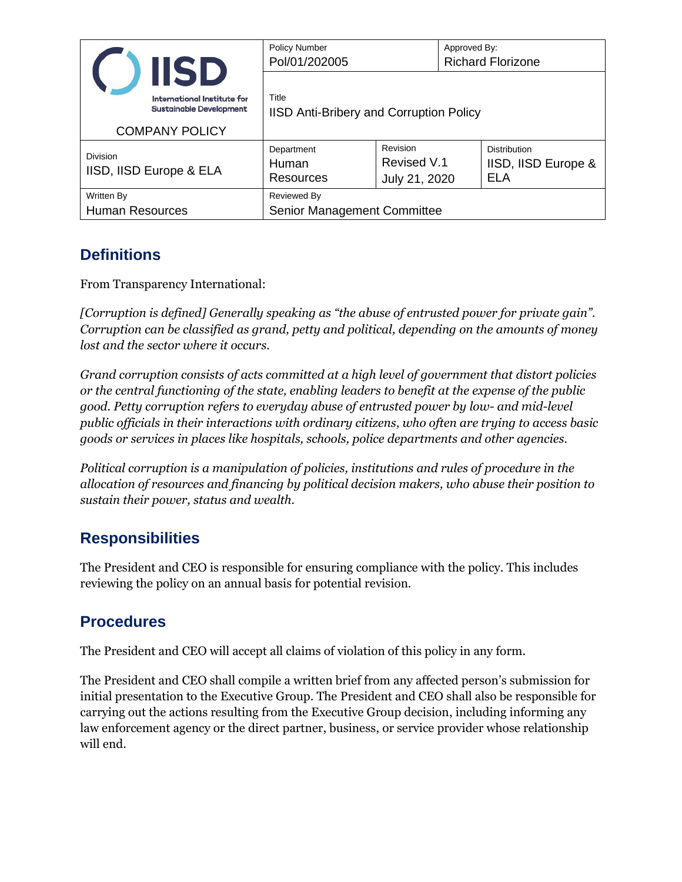| IISD International Institute for Sustainable Development COMPANY POLICY | Policy Number Pol/01/202005 | | Approved By: Richard Florizone |
|---|---|---|---|
| | Title IISD Anti-Bribery and Corruption Policy | | |
| Division IISD, IISD Europe & ELA | Department Human Resources | Revision Revised V.1 July 21, 2020 | Distribution IISD, IISD Europe & ELA |
| Written By Human Resources | Reviewed By Senior Management Committee | | |

## Definitions

From Transparency International:

*[Corruption is defined] Generally speaking as "the abuse of entrusted power for private gain". Corruption can be classified as grand, petty and political, depending on the amounts of money lost and the sector where it occurs.*

*Grand corruption consists of acts committed at a high level of government that distort policies or the central functioning of the state, enabling leaders to benefit at the expense of the public good. Petty corruption refers to everyday abuse of entrusted power by low- and mid-level public officials in their interactions with ordinary citizens, who often are trying to access basic goods or services in places like hospitals, schools, police departments and other agencies.*

*Political corruption is a manipulation of policies, institutions and rules of procedure in the allocation of resources and financing by political decision makers, who abuse their position to sustain their power, status and wealth.*

## Responsibilities

The President and CEO is responsible for ensuring compliance with the policy. This includes reviewing the policy on an annual basis for potential revision.

## Procedures

The President and CEO will accept all claims of violation of this policy in any form.

The President and CEO shall compile a written brief from any affected person's submission for initial presentation to the Executive Group. The President and CEO shall also be responsible for carrying out the actions resulting from the Executive Group decision, including informing any law enforcement agency or the direct partner, business, or service provider whose relationship will end.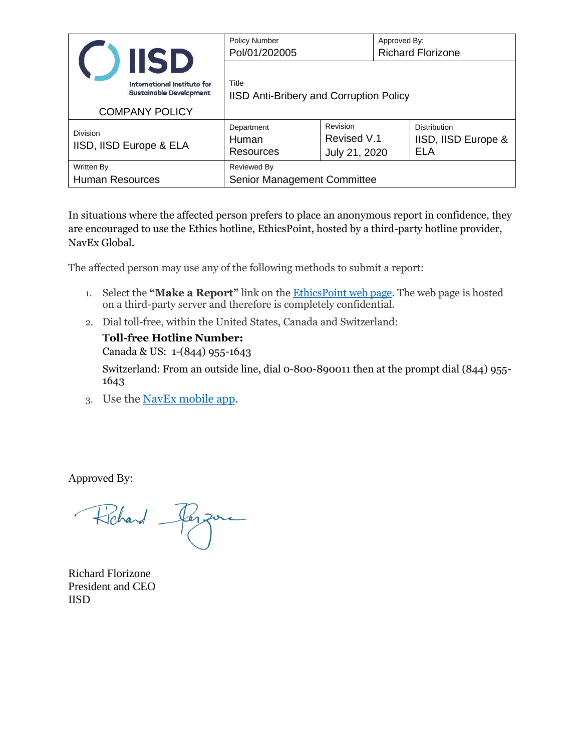| COMPANY POLICY | Policy Number<br>Pol/01/202005 | | Approved By:<br>Richard Florizone |
|---|---|---|---|
| | Title<br>IISD Anti-Bribery and Corruption Policy | | |
| Division<br>IISD, IISD Europe & ELA | Department<br>Human Resources | Revision<br>Revised V.1<br>July 21, 2020 | Distribution<br>IISD, IISD Europe & ELA |
| Written By<br>Human Resources | Reviewed By<br>Senior Management Committee | | |

In situations where the affected person prefers to place an anonymous report in confidence, they are encouraged to use the Ethics hotline, EthicsPoint, hosted by a third-party hotline provider, NavEx Global.

The affected person may use any of the following methods to submit a report:

1. Select the **"Make a Report"** link on the EthicsPoint web page. The web page is hosted on a third-party server and therefore is completely confidential.
2. Dial toll-free, within the United States, Canada and Switzerland:

   **Toll-free Hotline Number:**
   Canada & US: 1-(844) 955-1643

   Switzerland: From an outside line, dial 0-800-890011 then at the prompt dial (844) 955-1643
3. Use the NavEx mobile app.

Approved By:

Richard Florizone
President and CEO
IISD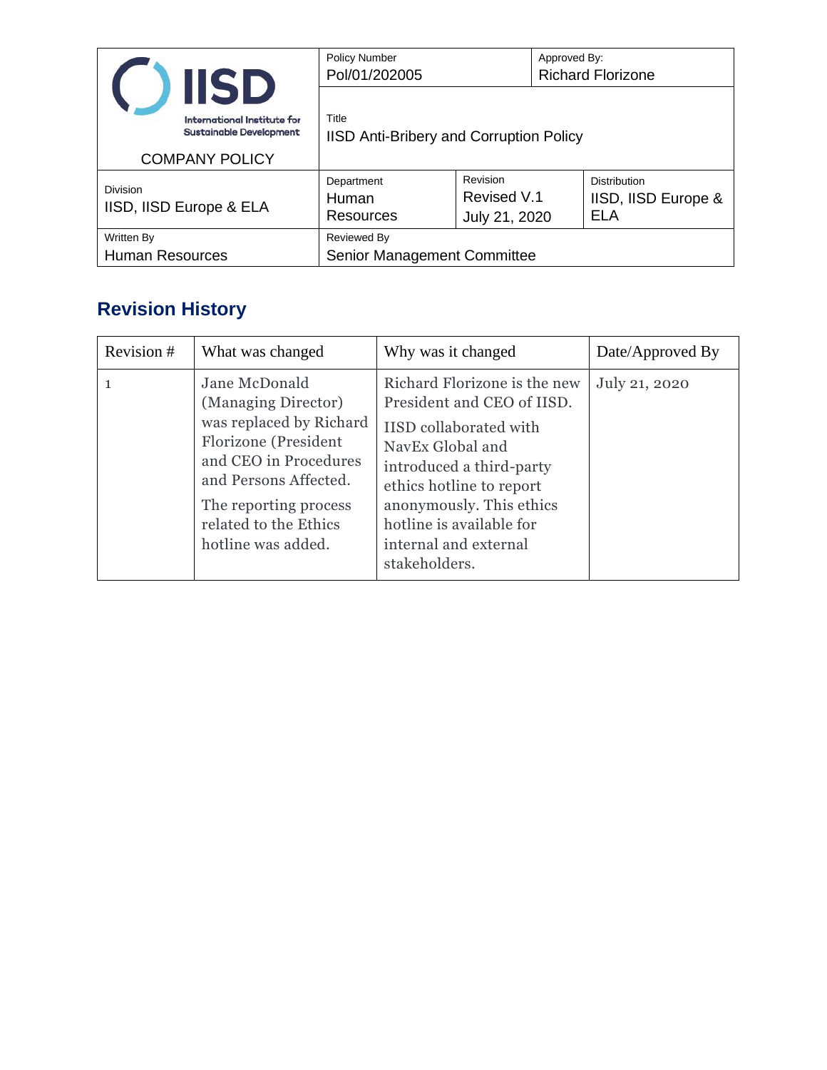| IIISD International Institute for Sustainable Development COMPANY POLICY | Policy Number Pol/01/202005 | | Approved By: Richard Florizone |
|---|---|---|---|
| | Title IISD Anti-Bribery and Corruption Policy | | |
| Division IISD, IISD Europe & ELA | Department Human Resources | Revision Revised V.1 July 21, 2020 | Distribution IISD, IISD Europe & ELA |
| Written By Human Resources | Reviewed By Senior Management Committee | | |

## Revision History

| Revision # | What was changed | Why was it changed | Date/Approved By |
|---|---|---|---|
| 1 | Jane McDonald (Managing Director) was replaced by Richard Florizone (President and CEO in Procedures and Persons Affected.<br><br>The reporting process related to the Ethics hotline was added. | Richard Florizone is the new President and CEO of IISD.<br><br>IISD collaborated with NavEx Global and introduced a third-party ethics hotline to report anonymously. This ethics hotline is available for internal and external stakeholders. | July 21, 2020 |